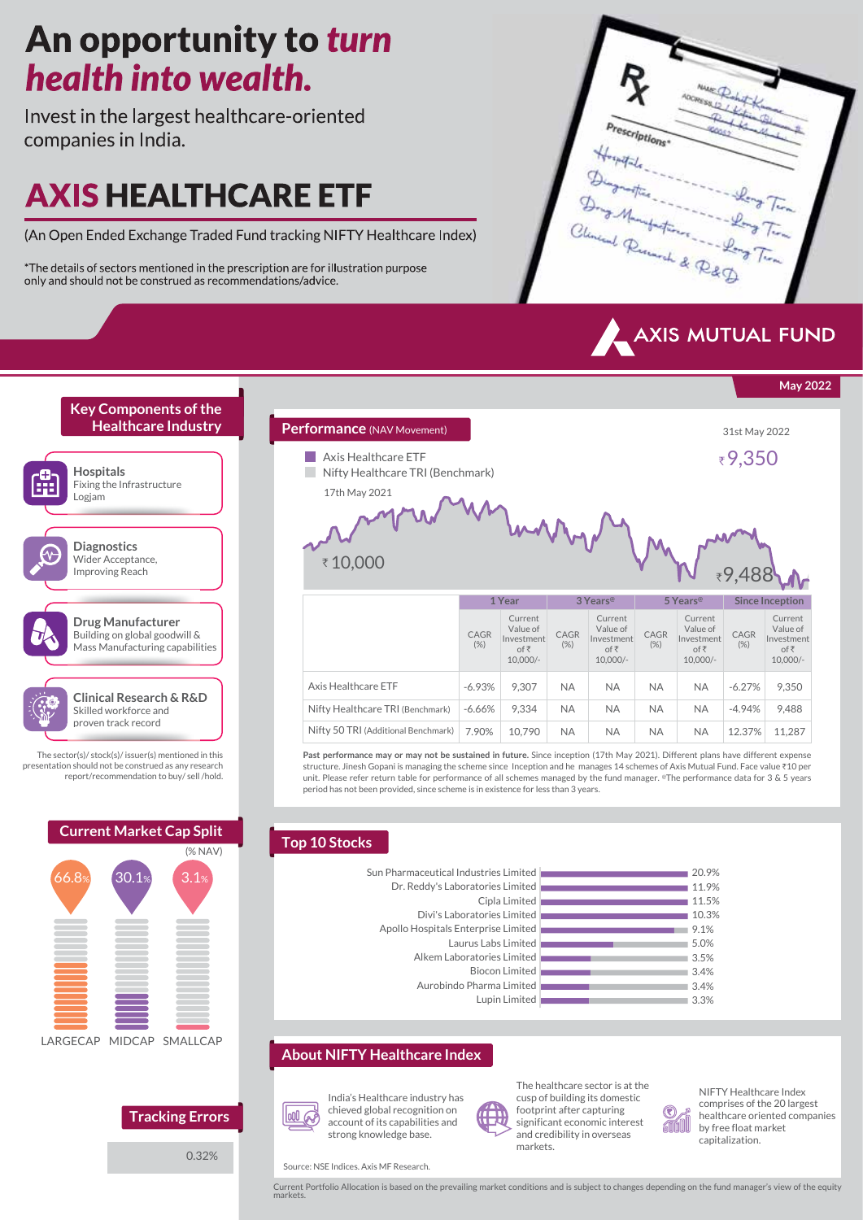# An opportunity to *turn health into wealth.*

Invest in the largest healthcare-oriented companies in India.

# AXIS HEALTHCARE ETF

(An Open Ended Exchange Traded Fund tracking NIFTY Healthcare Index)

*The details of sectors mentioned in the prescription are for illustration purpose only and should not be construed as recommendations/advice.

Rx
Prescriptions*
Hospitals - Long Term
Diagnostics - Long Term
Drug Manufacturers - Long Term
Clinical Research & R&D - Long Term

AXIS MUTUAL FUND

May 2022

## Key Components of the Healthcare Industry

**Hospitals**
Fixing the Infrastructure Logjam

**Diagnostics**
Wider Acceptance, Improving Reach

**Drug Manufacturer**
Building on global goodwill & Mass Manufacturing capabilities

**Clinical Research & R&D**
Skilled workforce and proven track record

The sector(s)/ stock(s)/ issuer(s) mentioned in this presentation should not be construed as any research report/recommendation to buy/ sell /hold.

## Performance (NAV Movement)

- Axis Healthcare ETF
- Nifty Healthcare TRI (Benchmark)

17th May 2021: ₹10,000

31st May 2022: ₹9,350 (Axis Healthcare ETF); ₹9,488 (Nifty Healthcare TRI)

| | 1 Year | | 3 Years® | | 5 Years® | | Since Inception | |
|---|---|---|---|---|---|---|---|---|
| | CAGR (%) | Current Value of Investment of ₹ 10,000/- | CAGR (%) | Current Value of Investment of ₹ 10,000/- | CAGR (%) | Current Value of Investment of ₹ 10,000/- | CAGR (%) | Current Value of Investment of ₹ 10,000/- |
| Axis Healthcare ETF | -6.93% | 9,307 | NA | NA | NA | NA | -6.27% | 9,350 |
| Nifty Healthcare TRI (Benchmark) | -6.66% | 9,334 | NA | NA | NA | NA | -4.94% | 9,488 |
| Nifty 50 TRI (Additional Benchmark) | 7.90% | 10,790 | NA | NA | NA | NA | 12.37% | 11,287 |

**Past performance may or may not be sustained in future.** Since inception (17th May 2021). Different plans have different expense structure. Jinesh Gopani is managing the scheme since Inception and he manages 14 schemes of Axis Mutual Fund. Face value ₹10 per unit. Please refer return table for performance of all schemes managed by the fund manager. ®The performance data for 3 & 5 years period has not been provided, since scheme is in existence for less than 3 years.

## Current Market Cap Split

(% NAV)

| LARGECAP | MIDCAP | SMALLCAP |
|---|---|---|
| 66.8% | 30.1% | 3.1% |

## Top 10 Stocks

| Stock | % |
|---|---|
| Sun Pharmaceutical Industries Limited | 20.9% |
| Dr. Reddy's Laboratories Limited | 11.9% |
| Cipla Limited | 11.5% |
| Divi's Laboratories Limited | 10.3% |
| Apollo Hospitals Enterprise Limited | 9.1% |
| Laurus Labs Limited | 5.0% |
| Alkem Laboratories Limited | 3.5% |
| Biocon Limited | 3.4% |
| Aurobindo Pharma Limited | 3.4% |
| Lupin Limited | 3.3% |

## Tracking Errors

0.32%

## About NIFTY Healthcare Index

India's Healthcare industry has chieved global recognition on account of its capabilities and strong knowledge base.

The healthcare sector is at the cusp of building its domestic footprint after capturing significant economic interest and credibility in overseas markets.

NIFTY Healthcare Index comprises of the 20 largest healthcare oriented companies by free float market capitalization.

Source: NSE Indices. Axis MF Research.

Current Portfolio Allocation is based on the prevailing market conditions and is subject to changes depending on the fund manager's view of the equity markets.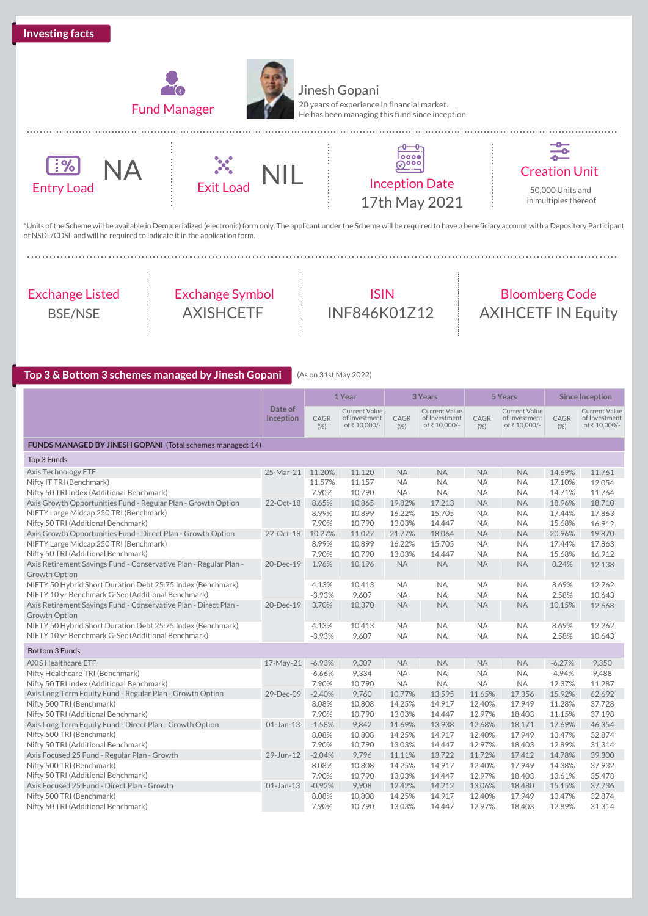## Investing facts

**Fund Manager**

Jinesh Gopani
20 years of experience in financial market.
He has been managing this fund since inception.

**Entry Load** NA

**Exit Load** NIL

**Inception Date** 17th May 2021

**Creation Unit** 50,000 Units and in multiples thereof

*Units of the Scheme will be available in Dematerialized (electronic) form only. The applicant under the Scheme will be required to have a beneficiary account with a Depository Participant of NSDL/CDSL and will be required to indicate it in the application form.

| Exchange Listed | Exchange Symbol | ISIN | Bloomberg Code |
|---|---|---|---|
| BSE/NSE | AXISHCETF | INF846K01Z12 | AXIHCETF IN Equity |

## Top 3 & Bottom 3 schemes managed by Jinesh Gopani

(As on 31st May 2022)

| | Date of Inception | 1 Year | | 3 Years | | 5 Years | | Since Inception | |
|---|---|---|---|---|---|---|---|---|---|
| | | CAGR (%) | Current Value of Investment of ₹ 10,000/- | CAGR (%) | Current Value of Investment of ₹ 10,000/- | CAGR (%) | Current Value of Investment of ₹ 10,000/- | CAGR (%) | Current Value of Investment of ₹ 10,000/- |
| **FUNDS MANAGED BY JINESH GOPANI** (Total schemes managed: 14) | | | | | | | | | |
| Top 3 Funds | | | | | | | | | |
| Axis Technology ETF | 25-Mar-21 | 11.20% | 11,120 | NA | NA | NA | NA | 14.69% | 11,761 |
| Nifty IT TRI (Benchmark) | | 11.57% | 11,157 | NA | NA | NA | NA | 17.10% | 12,054 |
| Nifty 50 TRI Index (Additional Benchmark) | | 7.90% | 10,790 | NA | NA | NA | NA | 14.71% | 11,764 |
| Axis Growth Opportunities Fund - Regular Plan - Growth Option | 22-Oct-18 | 8.65% | 10,865 | 19.82% | 17,213 | NA | NA | 18.96% | 18,710 |
| NIFTY Large Midcap 250 TRI (Benchmark) | | 8.99% | 10,899 | 16.22% | 15,705 | NA | NA | 17.44% | 17,863 |
| Nifty 50 TRI (Additional Benchmark) | | 7.90% | 10,790 | 13.03% | 14,447 | NA | NA | 15.68% | 16,912 |
| Axis Growth Opportunities Fund - Direct Plan - Growth Option | 22-Oct-18 | 10.27% | 11,027 | 21.77% | 18,064 | NA | NA | 20.96% | 19,870 |
| NIFTY Large Midcap 250 TRI (Benchmark) | | 8.99% | 10,899 | 16.22% | 15,705 | NA | NA | 17.44% | 17,863 |
| Nifty 50 TRI (Additional Benchmark) | | 7.90% | 10,790 | 13.03% | 14,447 | NA | NA | 15.68% | 16,912 |
| Axis Retirement Savings Fund - Conservative Plan - Regular Plan - Growth Option | 20-Dec-19 | 1.96% | 10,196 | NA | NA | NA | NA | 8.24% | 12,138 |
| NIFTY 50 Hybrid Short Duration Debt 25:75 Index (Benchmark) | | 4.13% | 10,413 | NA | NA | NA | NA | 8.69% | 12,262 |
| NIFTY 10 yr Benchmark G-Sec (Additional Benchmark) | | -3.93% | 9,607 | NA | NA | NA | NA | 2.58% | 10,643 |
| Axis Retirement Savings Fund - Conservative Plan - Direct Plan - Growth Option | 20-Dec-19 | 3.70% | 10,370 | NA | NA | NA | NA | 10.15% | 12,668 |
| NIFTY 50 Hybrid Short Duration Debt 25:75 Index (Benchmark) | | 4.13% | 10,413 | NA | NA | NA | NA | 8.69% | 12,262 |
| NIFTY 10 yr Benchmark G-Sec (Additional Benchmark) | | -3.93% | 9,607 | NA | NA | NA | NA | 2.58% | 10,643 |
| Bottom 3 Funds | | | | | | | | | |
| AXIS Healthcare ETF | 17-May-21 | -6.93% | 9,307 | NA | NA | NA | NA | -6.27% | 9,350 |
| Nifty Healthcare TRI (Benchmark) | | -6.66% | 9,334 | NA | NA | NA | NA | -4.94% | 9,488 |
| Nifty 50 TRI Index (Additional Benchmark) | | 7.90% | 10,790 | NA | NA | NA | NA | 12.37% | 11,287 |
| Axis Long Term Equity Fund - Regular Plan - Growth Option | 29-Dec-09 | -2.40% | 9,760 | 10.77% | 13,595 | 11.65% | 17,356 | 15.92% | 62,692 |
| Nifty 500 TRI (Benchmark) | | 8.08% | 10,808 | 14.25% | 14,917 | 12.40% | 17,949 | 11.28% | 37,728 |
| Nifty 50 TRI (Additional Benchmark) | | 7.90% | 10,790 | 13.03% | 14,447 | 12.97% | 18,403 | 11.15% | 37,198 |
| Axis Long Term Equity Fund - Direct Plan - Growth Option | 01-Jan-13 | -1.58% | 9,842 | 11.69% | 13,938 | 12.68% | 18,171 | 17.69% | 46,354 |
| Nifty 500 TRI (Benchmark) | | 8.08% | 10,808 | 14.25% | 14,917 | 12.40% | 17,949 | 13.47% | 32,874 |
| Nifty 50 TRI (Additional Benchmark) | | 7.90% | 10,790 | 13.03% | 14,447 | 12.97% | 18,403 | 12.89% | 31,314 |
| Axis Focused 25 Fund - Regular Plan - Growth | 29-Jun-12 | -2.04% | 9,796 | 11.11% | 13,722 | 11.72% | 17,412 | 14.78% | 39,300 |
| Nifty 500 TRI (Benchmark) | | 8.08% | 10,808 | 14.25% | 14,917 | 12.40% | 17,949 | 14.38% | 37,932 |
| Nifty 50 TRI (Additional Benchmark) | | 7.90% | 10,790 | 13.03% | 14,447 | 12.97% | 18,403 | 13.61% | 35,478 |
| Axis Focused 25 Fund - Direct Plan - Growth | 01-Jan-13 | -0.92% | 9,908 | 12.42% | 14,212 | 13.06% | 18,480 | 15.15% | 37,736 |
| Nifty 500 TRI (Benchmark) | | 8.08% | 10,808 | 14.25% | 14,917 | 12.40% | 17,949 | 13.47% | 32,874 |
| Nifty 50 TRI (Additional Benchmark) | | 7.90% | 10,790 | 13.03% | 14,447 | 12.97% | 18,403 | 12.89% | 31,314 |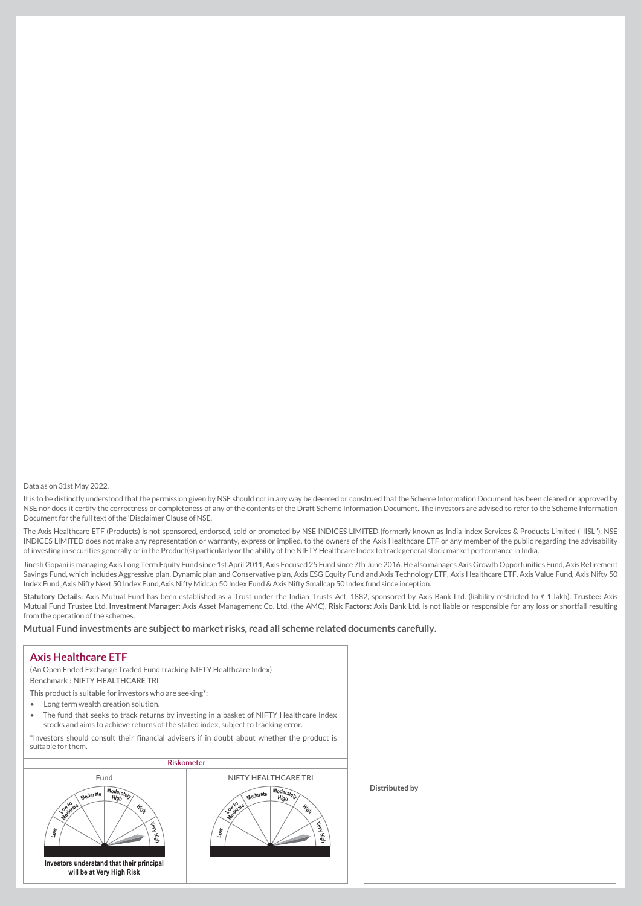Data as on 31st May 2022.

It is to be distinctly understood that the permission given by NSE should not in any way be deemed or construed that the Scheme Information Document has been cleared or approved by NSE nor does it certify the correctness or completeness of any of the contents of the Draft Scheme Information Document. The investors are advised to refer to the Scheme Information Document for the full text of the 'Disclaimer Clause of NSE.

The Axis Healthcare ETF (Products) is not sponsored, endorsed, sold or promoted by NSE INDICES LIMITED (formerly known as India Index Services & Products Limited ("IISL"). NSE INDICES LIMITED does not make any representation or warranty, express or implied, to the owners of the Axis Healthcare ETF or any member of the public regarding the advisability of investing in securities generally or in the Product(s) particularly or the ability of the NIFTY Healthcare Index to track general stock market performance in India.

Jinesh Gopani is managing Axis Long Term Equity Fund since 1st April 2011, Axis Focused 25 Fund since 7th June 2016. He also manages Axis Growth Opportunities Fund, Axis Retirement Savings Fund, which includes Aggressive plan, Dynamic plan and Conservative plan, Axis ESG Equity Fund and Axis Technology ETF, Axis Healthcare ETF, Axis Value Fund, Axis Nifty 50 Index Fund,,Axis Nifty Next 50 Index Fund,Axis Nifty Midcap 50 Index Fund & Axis Nifty Smallcap 50 Index fund since inception.

**Statutory Details:** Axis Mutual Fund has been established as a Trust under the Indian Trusts Act, 1882, sponsored by Axis Bank Ltd. (liability restricted to ₹ 1 lakh). **Trustee:** Axis Mutual Fund Trustee Ltd. **Investment Manager:** Axis Asset Management Co. Ltd. (the AMC). **Risk Factors:** Axis Bank Ltd. is not liable or responsible for any loss or shortfall resulting from the operation of the schemes.

**Mutual Fund investments are subject to market risks, read all scheme related documents carefully.**

## Axis Healthcare ETF

(An Open Ended Exchange Traded Fund tracking NIFTY Healthcare Index)
Benchmark : NIFTY HEALTHCARE TRI

This product is suitable for investors who are seeking*:

- Long term wealth creation solution.
- The fund that seeks to track returns by investing in a basket of NIFTY Healthcare Index stocks and aims to achieve returns of the stated index, subject to tracking error.

*Investors should consult their financial advisers if in doubt about whether the product is suitable for them.

Riskometer

Fund

Low
Low to Moderate
Moderate
Moderately High
High
Very High

Investors understand that their principal will be at Very High Risk

NIFTY HEALTHCARE TRI

Low
Low to Moderate
Moderate
Moderately High
High
Very High

Distributed by